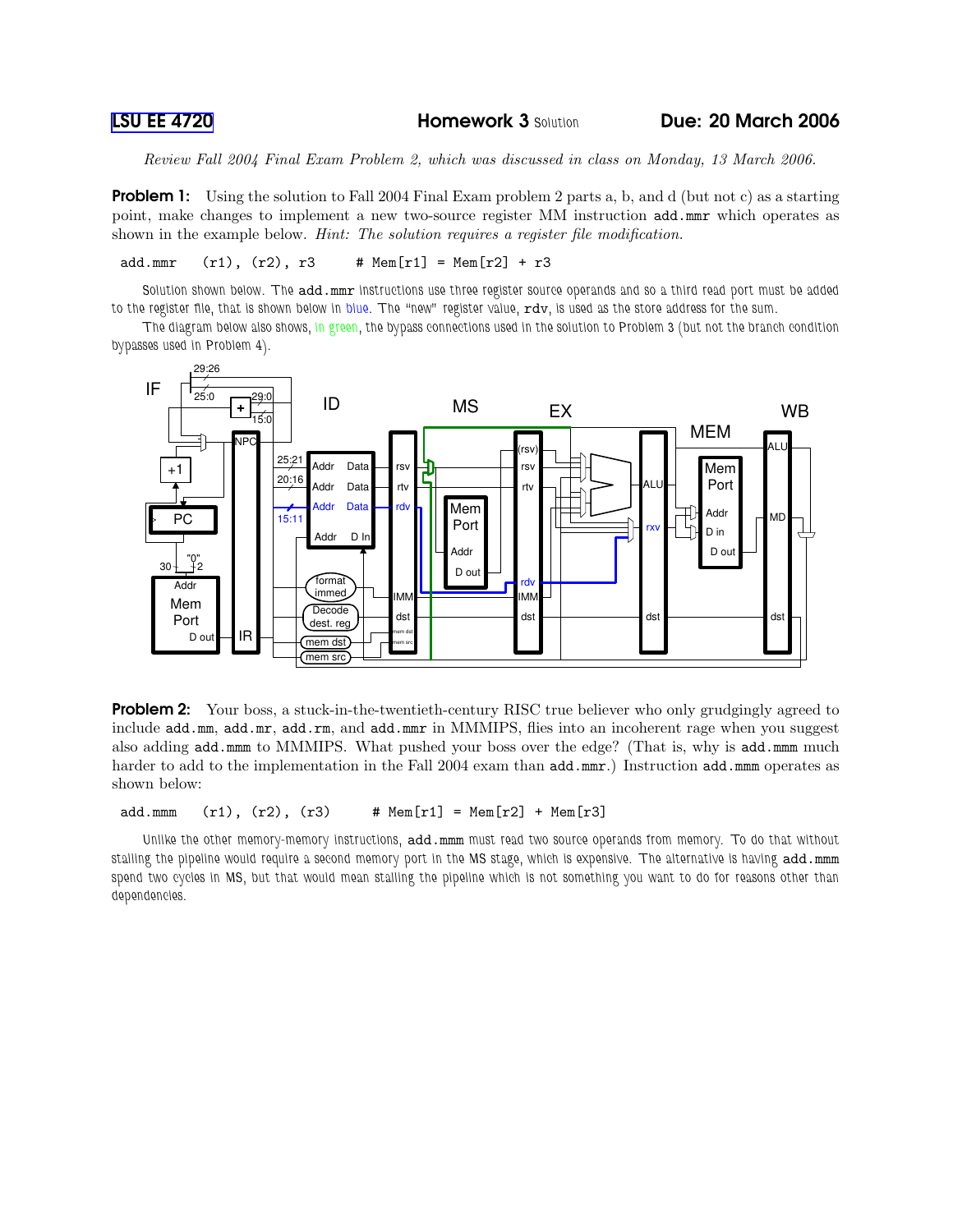**LSU EE 4720** **Homework 3** Solution **Due: 20 March 2006**

*Review Fall 2004 Final Exam Problem 2, which was discussed in class on Monday, 13 March 2006.*

**Problem 1:** Using the solution to Fall 2004 Final Exam problem 2 parts a, b, and d (but not c) as a starting point, make changes to implement a new two-source register MM instruction `add.mmr` which operates as shown in the example below. *Hint: The solution requires a register file modification.*

```
add.mmr   (r1), (r2), r3     # Mem[r1] = Mem[r2] + r3
```

Solution shown below. The `add.mmr` instructions use three register source operands and so a third read port must be added to the register file, that is shown below in blue. The "new" register value, `rdv`, is used as the store address for the sum.

The diagram below also shows, in green, the bypass connections used in the solution to Problem 3 (but not the branch condition bypasses used in Problem 4).

**Problem 2:** Your boss, a stuck-in-the-twentieth-century RISC true believer who only grudgingly agreed to include `add.mm`, `add.mr`, `add.rm`, and `add.mmr` in MMMIPS, flies into an incoherent rage when you suggest also adding `add.mmm` to MMMIPS. What pushed your boss over the edge? (That is, why is `add.mmm` much harder to add to the implementation in the Fall 2004 exam than `add.mmr`.) Instruction `add.mmm` operates as shown below:

```
add.mmm   (r1), (r2), (r3)     # Mem[r1] = Mem[r2] + Mem[r3]
```

Unlike the other memory-memory instructions, `add.mmm` must read two source operands from memory. To do that without stalling the pipeline would require a second memory port in the MS stage, which is expensive. The alternative is having `add.mmm` spend two cycles in MS, but that would mean stalling the pipeline which is not something you want to do for reasons other than dependencies.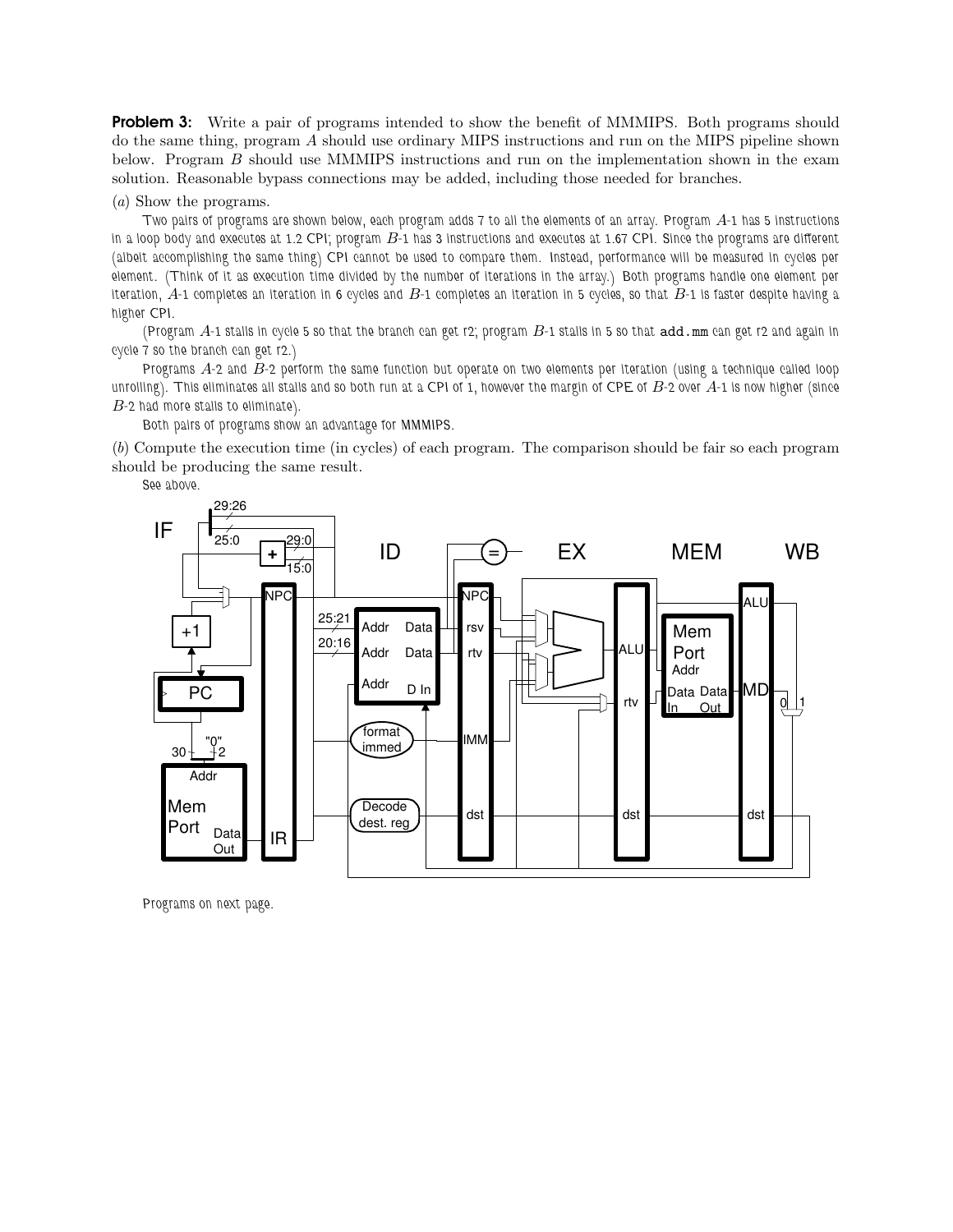**Problem 3:** Write a pair of programs intended to show the benefit of MMMIPS. Both programs should do the same thing, program $A$ should use ordinary MIPS instructions and run on the MIPS pipeline shown below. Program $B$ should use MMMIPS instructions and run on the implementation shown in the exam solution. Reasonable bypass connections may be added, including those needed for branches.

($a$) Show the programs.

Two pairs of programs are shown below, each program adds 7 to all the elements of an array. Program $A$-1 has 5 instructions in a loop body and executes at 1.2 CPI; program $B$-1 has 3 instructions and executes at 1.67 CPI. Since the programs are different (albeit accomplishing the same thing) CPI cannot be used to compare them. Instead, performance will be measured in cycles per element. (Think of it as execution time divided by the number of iterations in the array.) Both programs handle one element per iteration, $A$-1 completes an iteration in 6 cycles and $B$-1 completes an iteration in 5 cycles, so that $B$-1 is faster despite having a higher CPI.

(Program $A$-1 stalls in cycle 5 so that the branch can get r2; program $B$-1 stalls in 5 so that `add.mm` can get r2 and again in cycle 7 so the branch can get r2.)

Programs $A$-2 and $B$-2 perform the same function but operate on two elements per iteration (using a technique called loop unrolling). This eliminates all stalls and so both run at a CPI of 1, however the margin of CPE of $B$-2 over $A$-1 is now higher (since $B$-2 had more stalls to eliminate).

Both pairs of programs show an advantage for MMMIPS.

($b$) Compute the execution time (in cycles) of each program. The comparison should be fair so each program should be producing the same result.

See above.

Programs on next page.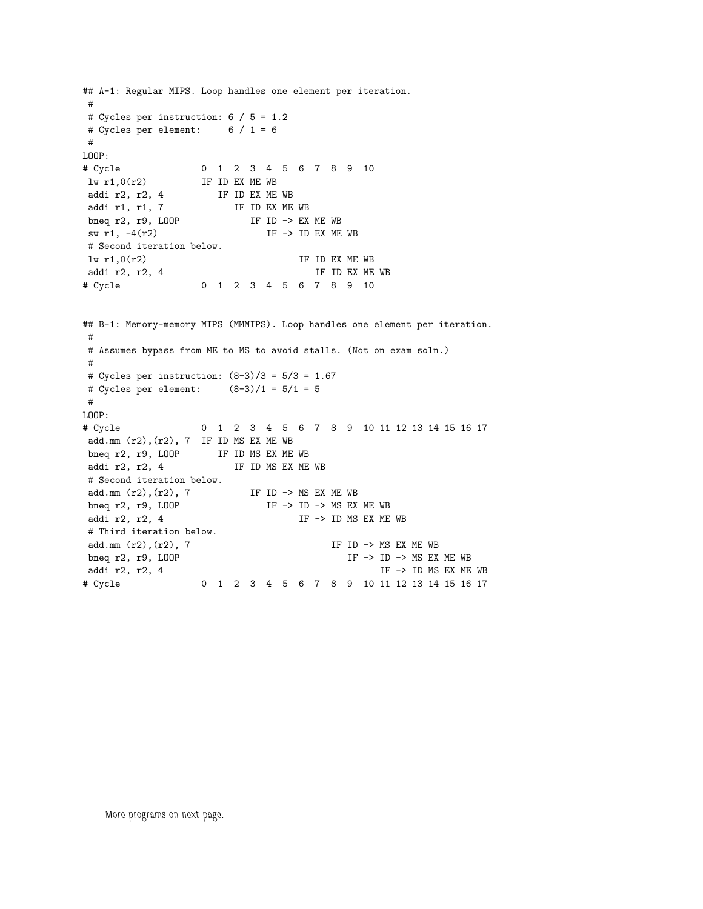```
## A-1: Regular MIPS. Loop handles one element per iteration.
 #
 # Cycles per instruction: 6 / 5 = 1.2
 # Cycles per element:     6 / 1 = 6
 #
LOOP:
# Cycle              0  1  2  3  4  5  6  7  8  9  10
 lw r1,0(r2)         IF ID EX ME WB
 addi r2, r2, 4         IF ID EX ME WB
 addi r1, r1, 7            IF ID EX ME WB
 bneq r2, r9, LOOP            IF ID -> EX ME WB
 sw r1, -4(r2)                   IF -> ID EX ME WB
 # Second iteration below.
 lw r1,0(r2)                            IF ID EX ME WB
 addi r2, r2, 4                            IF ID EX ME WB
# Cycle              0  1  2  3  4  5  6  7  8  9  10


## B-1: Memory-memory MIPS (MMMIPS). Loop handles one element per iteration.
 #
 # Assumes bypass from ME to MS to avoid stalls. (Not on exam soln.)
 #
 # Cycles per instruction: (8-3)/3 = 5/3 = 1.67
 # Cycles per element:     (8-3)/1 = 5/1 = 5
 #
LOOP:
# Cycle              0  1  2  3  4  5  6  7  8  9  10 11 12 13 14 15 16 17
 add.mm (r2),(r2), 7  IF ID MS EX ME WB
 bneq r2, r9, LOOP       IF ID MS EX ME WB
 addi r2, r2, 4             IF ID MS EX ME WB
 # Second iteration below.
 add.mm (r2),(r2), 7           IF ID -> MS EX ME WB
 bneq r2, r9, LOOP                IF -> ID -> MS EX ME WB
 addi r2, r2, 4                         IF -> ID MS EX ME WB
 # Third iteration below.
 add.mm (r2),(r2), 7                          IF ID -> MS EX ME WB
 bneq r2, r9, LOOP                               IF -> ID -> MS EX ME WB
 addi r2, r2, 4                                        IF -> ID MS EX ME WB
# Cycle              0  1  2  3  4  5  6  7  8  9  10 11 12 13 14 15 16 17
```

More programs on next page.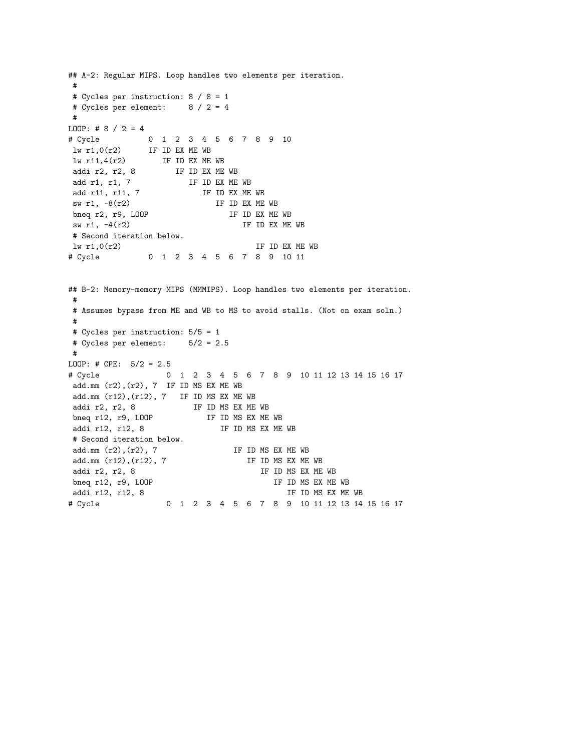```
## A-2: Regular MIPS. Loop handles two elements per iteration.
 #
 # Cycles per instruction: 8 / 8 = 1
 # Cycles per element:     8 / 2 = 4
 #
LOOP: # 8 / 2 = 4
# Cycle           0  1  2  3  4  5  6  7  8  9  10
 lw r1,0(r2)      IF ID EX ME WB
 lw r11,4(r2)        IF ID EX ME WB
 addi r2, r2, 8         IF ID EX ME WB
 add r1, r1, 7             IF ID EX ME WB
 add r11, r11, 7              IF ID EX ME WB
 sw r1, -8(r2)                   IF ID EX ME WB
 bneq r2, r9, LOOP                  IF ID EX ME WB
 sw r1, -4(r2)                         IF ID EX ME WB
 # Second iteration below.
 lw r1,0(r2)                              IF ID EX ME WB
# Cycle           0  1  2  3  4  5  6  7  8  9  10 11


## B-2: Memory-memory MIPS (MMMIPS). Loop handles two elements per iteration.
 #
 # Assumes bypass from ME and WB to MS to avoid stalls. (Not on exam soln.)
 #
 # Cycles per instruction: 5/5 = 1
 # Cycles per element:     5/2 = 2.5
 #
LOOP: # CPE:  5/2 = 2.5
# Cycle               0  1  2  3  4  5  6  7  8  9  10 11 12 13 14 15 16 17
 add.mm (r2),(r2), 7  IF ID MS EX ME WB
 add.mm (r12),(r12), 7   IF ID MS EX ME WB
 addi r2, r2, 8             IF ID MS EX ME WB
 bneq r12, r9, LOOP            IF ID MS EX ME WB
 addi r12, r12, 8                 IF ID MS EX ME WB
 # Second iteration below.
 add.mm (r2),(r2), 7                 IF ID MS EX ME WB
 add.mm (r12),(r12), 7                  IF ID MS EX ME WB
 addi r2, r2, 8                            IF ID MS EX ME WB
 bneq r12, r9, LOOP                           IF ID MS EX ME WB
 addi r12, r12, 8                                IF ID MS EX ME WB
# Cycle               0  1  2  3  4  5  6  7  8  9  10 11 12 13 14 15 16 17
```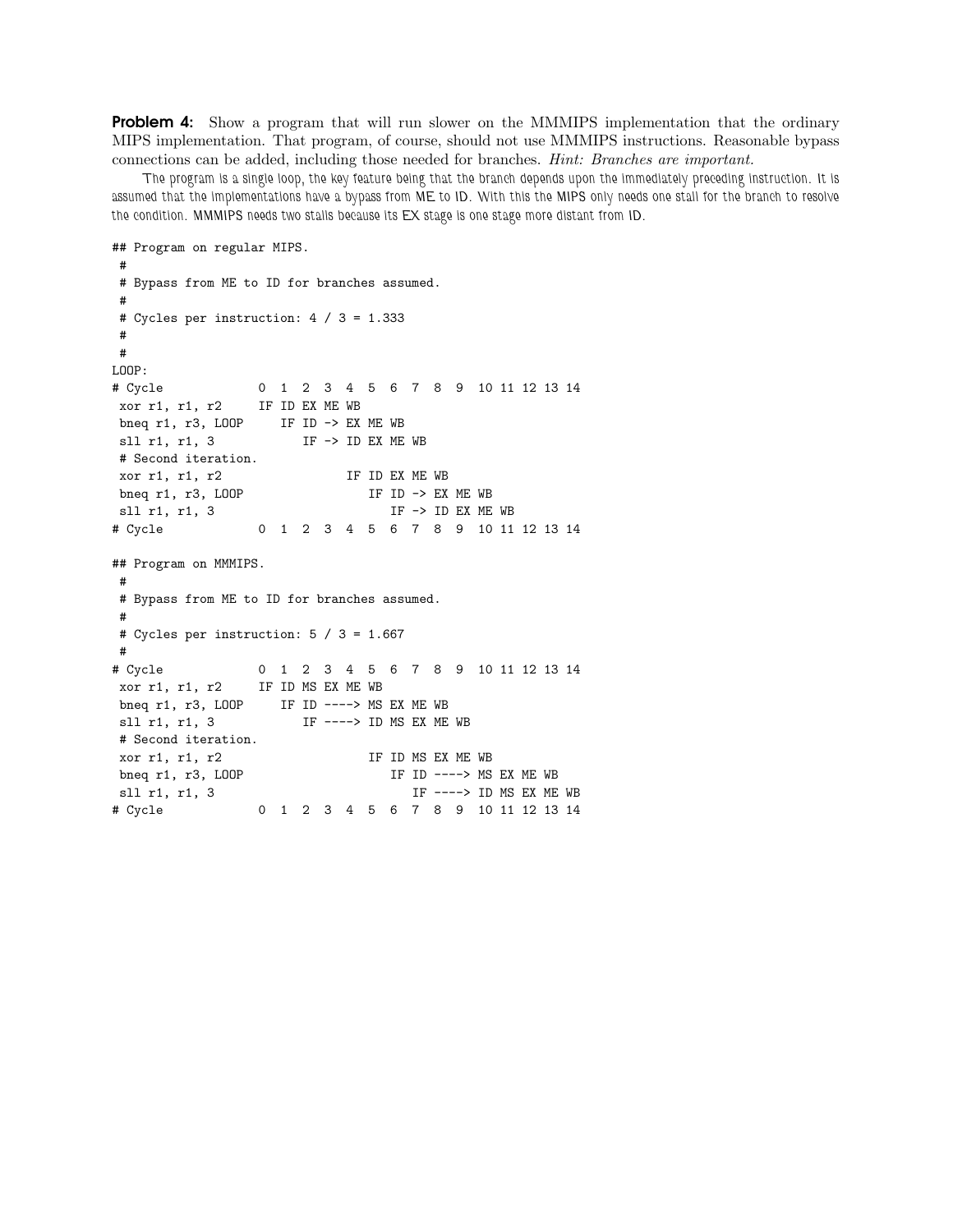**Problem 4:** Show a program that will run slower on the MMMIPS implementation that the ordinary MIPS implementation. That program, of course, should not use MMMIPS instructions. Reasonable bypass connections can be added, including those needed for branches. *Hint: Branches are important.*

The program is a single loop, the key feature being that the branch depends upon the immediately preceding instruction. It is assumed that the implementations have a bypass from ME to ID. With this the MIPS only needs one stall for the branch to resolve the condition. MMMIPS needs two stalls because its EX stage is one stage more distant from ID.

```
## Program on regular MIPS.
 #
 # Bypass from ME to ID for branches assumed.
 #
 # Cycles per instruction: 4 / 3 = 1.333
 #
 #
LOOP:
# Cycle            0  1  2  3  4  5  6  7  8  9  10 11 12 13 14
 xor r1, r1, r2    IF ID EX ME WB
 bneq r1, r3, LOOP    IF ID -> EX ME WB
 sll r1, r1, 3           IF -> ID EX ME WB
 # Second iteration.
 xor r1, r1, r2                 IF ID EX ME WB
 bneq r1, r3, LOOP                 IF ID -> EX ME WB
 sll r1, r1, 3                        IF -> ID EX ME WB
# Cycle            0  1  2  3  4  5  6  7  8  9  10 11 12 13 14

## Program on MMMIPS.
 #
 # Bypass from ME to ID for branches assumed.
 #
 # Cycles per instruction: 5 / 3 = 1.667
 #
# Cycle            0  1  2  3  4  5  6  7  8  9  10 11 12 13 14
 xor r1, r1, r2    IF ID MS EX ME WB
 bneq r1, r3, LOOP    IF ID ----> MS EX ME WB
 sll r1, r1, 3           IF ----> ID MS EX ME WB
 # Second iteration.
 xor r1, r1, r2                    IF ID MS EX ME WB
 bneq r1, r3, LOOP                    IF ID ----> MS EX ME WB
 sll r1, r1, 3                           IF ----> ID MS EX ME WB
# Cycle            0  1  2  3  4  5  6  7  8  9  10 11 12 13 14
```